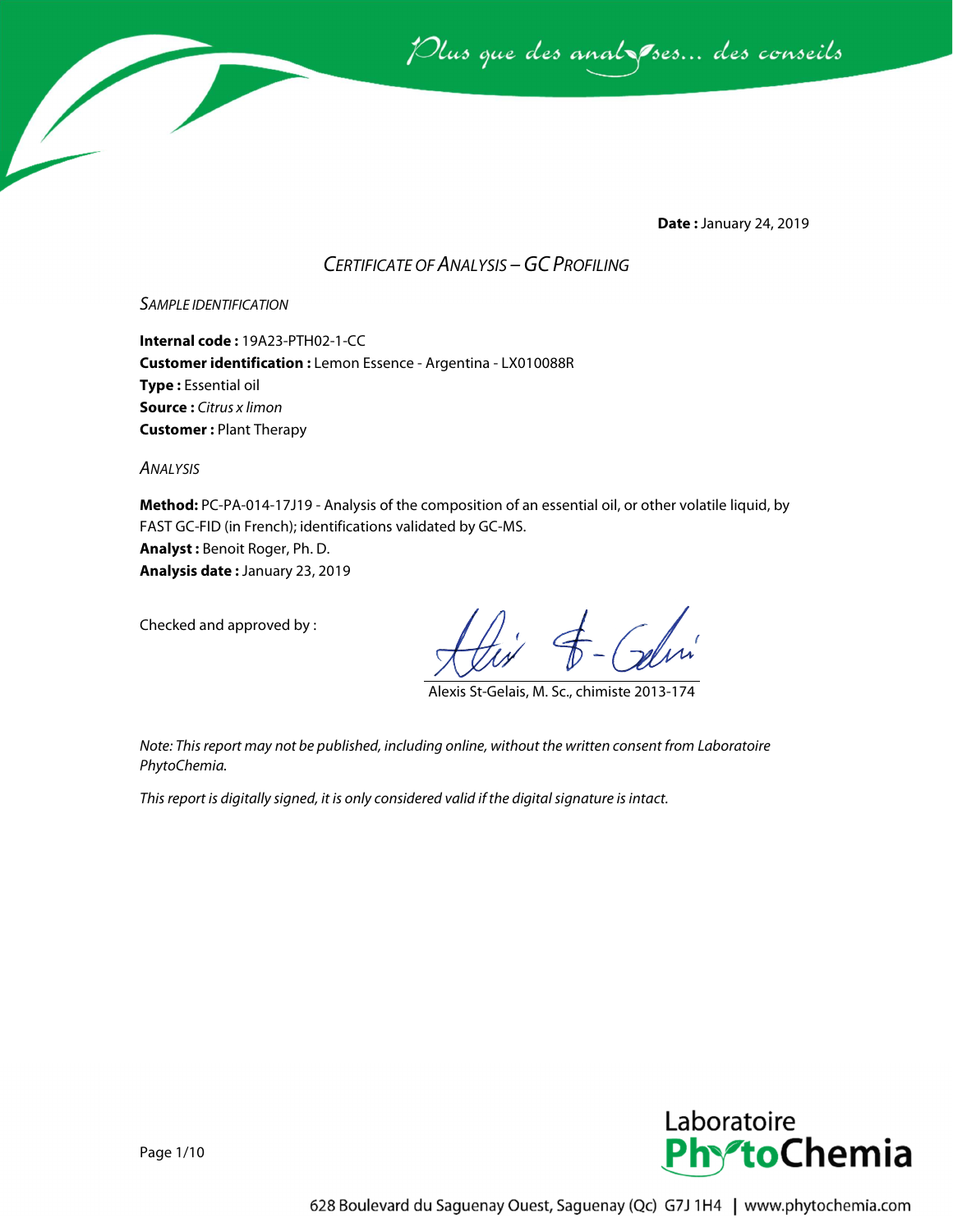*Plus que des analyses... des conseils*

**Date :** January 24, 2019

## *CERTIFICATE OF ANALYSIS – GC PROFILING*

### *SAMPLE IDENTIFICATION*

**Internal code :** 19A23-PTH02-1-CC
**Customer identification :** Lemon Essence - Argentina - LX010088R
**Type :** Essential oil
**Source :** *Citrus x limon*
**Customer :** Plant Therapy

### *ANALYSIS*

**Method:** PC-PA-014-17J19 - Analysis of the composition of an essential oil, or other volatile liquid, by FAST GC-FID (in French); identifications validated by GC-MS.
**Analyst :** Benoit Roger, Ph. D.
**Analysis date :** January 23, 2019

Checked and approved by :

Alexis St-Gelais, M. Sc., chimiste 2013-174

*Note: This report may not be published, including online, without the written consent from Laboratoire PhytoChemia.*

*This report is digitally signed, it is only considered valid if the digital signature is intact.*

Laboratoire PhytoChemia

628 Boulevard du Saguenay Ouest, Saguenay (Qc) G7J 1H4 | www.phytochemia.com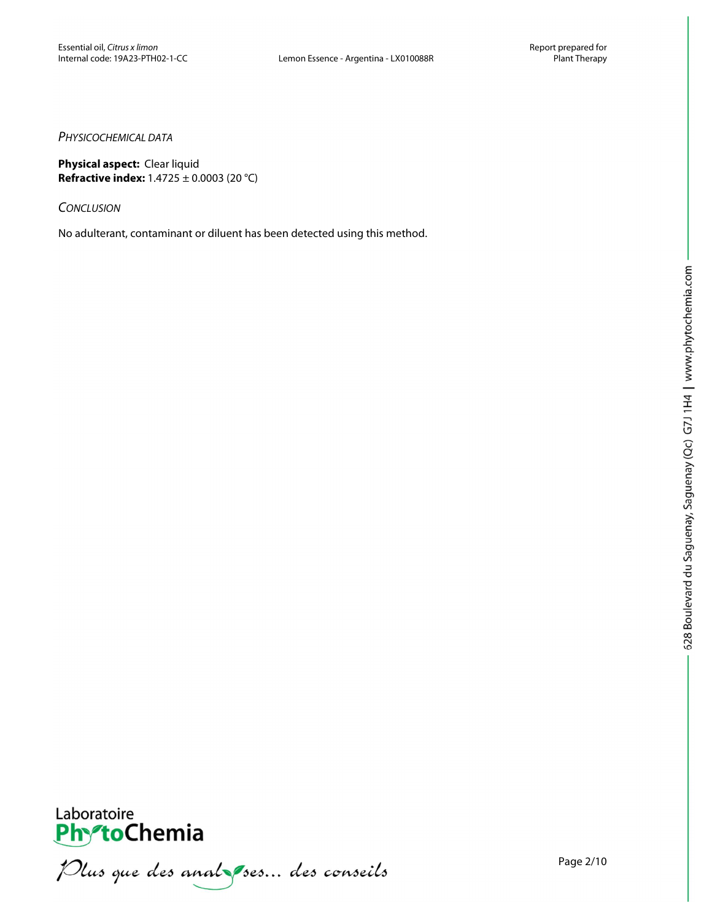*PHYSICOCHEMICAL DATA*

**Physical aspect:** Clear liquid
**Refractive index:** 1.4725 ± 0.0003 (20 °C)

*CONCLUSION*

No adulterant, contaminant or diluent has been detected using this method.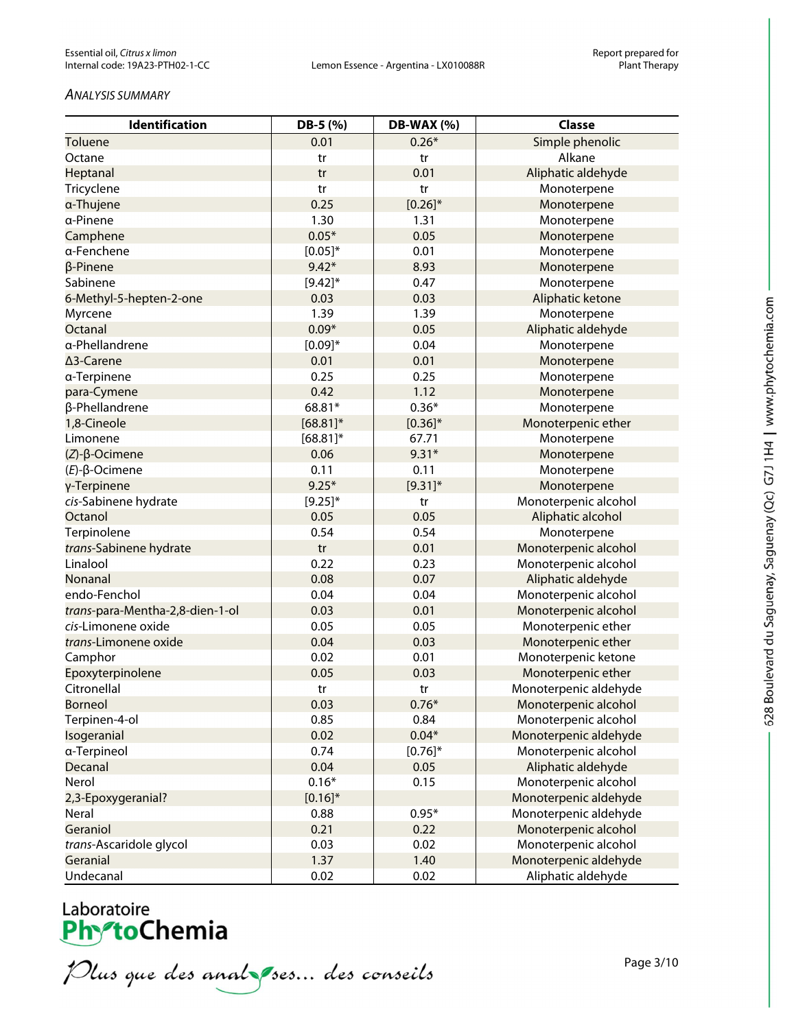*ANALYSIS SUMMARY*

| Identification | DB-5 (%) | DB-WAX (%) | Classe |
|---|---|---|---|
| Toluene | 0.01 | 0.26* | Simple phenolic |
| Octane | tr | tr | Alkane |
| Heptanal | tr | 0.01 | Aliphatic aldehyde |
| Tricyclene | tr | tr | Monoterpene |
| α-Thujene | 0.25 | [0.26]* | Monoterpene |
| α-Pinene | 1.30 | 1.31 | Monoterpene |
| Camphene | 0.05* | 0.05 | Monoterpene |
| α-Fenchene | [0.05]* | 0.01 | Monoterpene |
| β-Pinene | 9.42* | 8.93 | Monoterpene |
| Sabinene | [9.42]* | 0.47 | Monoterpene |
| 6-Methyl-5-hepten-2-one | 0.03 | 0.03 | Aliphatic ketone |
| Myrcene | 1.39 | 1.39 | Monoterpene |
| Octanal | 0.09* | 0.05 | Aliphatic aldehyde |
| α-Phellandrene | [0.09]* | 0.04 | Monoterpene |
| Δ3-Carene | 0.01 | 0.01 | Monoterpene |
| α-Terpinene | 0.25 | 0.25 | Monoterpene |
| para-Cymene | 0.42 | 1.12 | Monoterpene |
| β-Phellandrene | 68.81* | 0.36* | Monoterpene |
| 1,8-Cineole | [68.81]* | [0.36]* | Monoterpenic ether |
| Limonene | [68.81]* | 67.71 | Monoterpene |
| (*Z*)-β-Ocimene | 0.06 | 9.31* | Monoterpene |
| (*E*)-β-Ocimene | 0.11 | 0.11 | Monoterpene |
| γ-Terpinene | 9.25* | [9.31]* | Monoterpene |
| *cis*-Sabinene hydrate | [9.25]* | tr | Monoterpenic alcohol |
| Octanol | 0.05 | 0.05 | Aliphatic alcohol |
| Terpinolene | 0.54 | 0.54 | Monoterpene |
| *trans*-Sabinene hydrate | tr | 0.01 | Monoterpenic alcohol |
| Linalool | 0.22 | 0.23 | Monoterpenic alcohol |
| Nonanal | 0.08 | 0.07 | Aliphatic aldehyde |
| endo-Fenchol | 0.04 | 0.04 | Monoterpenic alcohol |
| *trans*-para-Mentha-2,8-dien-1-ol | 0.03 | 0.01 | Monoterpenic alcohol |
| *cis*-Limonene oxide | 0.05 | 0.05 | Monoterpenic ether |
| *trans*-Limonene oxide | 0.04 | 0.03 | Monoterpenic ether |
| Camphor | 0.02 | 0.01 | Monoterpenic ketone |
| Epoxyterpinolene | 0.05 | 0.03 | Monoterpenic ether |
| Citronellal | tr | tr | Monoterpenic aldehyde |
| Borneol | 0.03 | 0.76* | Monoterpenic alcohol |
| Terpinen-4-ol | 0.85 | 0.84 | Monoterpenic alcohol |
| Isogeranial | 0.02 | 0.04* | Monoterpenic aldehyde |
| α-Terpineol | 0.74 | [0.76]* | Monoterpenic alcohol |
| Decanal | 0.04 | 0.05 | Aliphatic aldehyde |
| Nerol | 0.16* | 0.15 | Monoterpenic alcohol |
| 2,3-Epoxygeranial? | [0.16]* | | Monoterpenic aldehyde |
| Neral | 0.88 | 0.95* | Monoterpenic aldehyde |
| Geraniol | 0.21 | 0.22 | Monoterpenic alcohol |
| *trans*-Ascaridole glycol | 0.03 | 0.02 | Monoterpenic alcohol |
| Geranial | 1.37 | 1.40 | Monoterpenic aldehyde |
| Undecanal | 0.02 | 0.02 | Aliphatic aldehyde |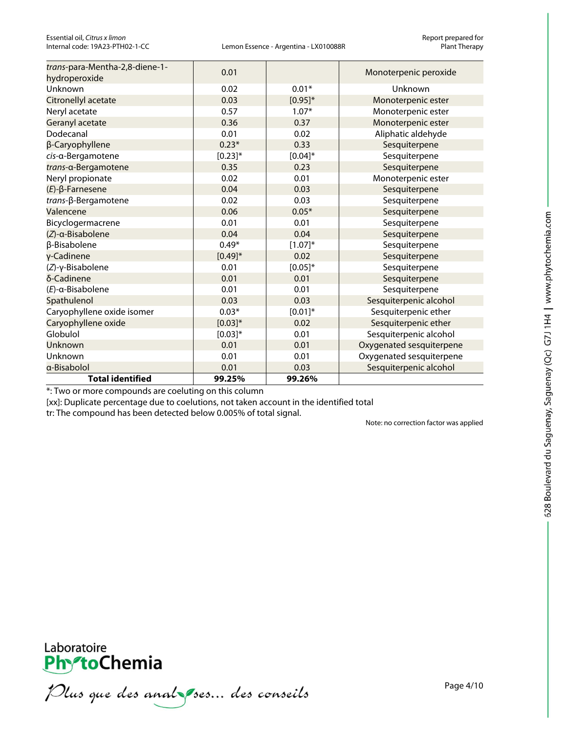| | | | |
|---|---|---|---|
| *trans*-para-Mentha-2,8-diene-1-hydroperoxide | 0.01 | | Monoterpenic peroxide |
| Unknown | 0.02 | 0.01* | Unknown |
| Citronellyl acetate | 0.03 | [0.95]* | Monoterpenic ester |
| Neryl acetate | 0.57 | 1.07* | Monoterpenic ester |
| Geranyl acetate | 0.36 | 0.37 | Monoterpenic ester |
| Dodecanal | 0.01 | 0.02 | Aliphatic aldehyde |
| β-Caryophyllene | 0.23* | 0.33 | Sesquiterpene |
| *cis*-α-Bergamotene | [0.23]* | [0.04]* | Sesquiterpene |
| *trans*-α-Bergamotene | 0.35 | 0.23 | Sesquiterpene |
| Neryl propionate | 0.02 | 0.01 | Monoterpenic ester |
| (*E*)-β-Farnesene | 0.04 | 0.03 | Sesquiterpene |
| *trans*-β-Bergamotene | 0.02 | 0.03 | Sesquiterpene |
| Valencene | 0.06 | 0.05* | Sesquiterpene |
| Bicyclogermacrene | 0.01 | 0.01 | Sesquiterpene |
| (*Z*)-α-Bisabolene | 0.04 | 0.04 | Sesquiterpene |
| β-Bisabolene | 0.49* | [1.07]* | Sesquiterpene |
| γ-Cadinene | [0.49]* | 0.02 | Sesquiterpene |
| (*Z*)-γ-Bisabolene | 0.01 | [0.05]* | Sesquiterpene |
| δ-Cadinene | 0.01 | 0.01 | Sesquiterpene |
| (*E*)-α-Bisabolene | 0.01 | 0.01 | Sesquiterpene |
| Spathulenol | 0.03 | 0.03 | Sesquiterpenic alcohol |
| Caryophyllene oxide isomer | 0.03* | [0.01]* | Sesquiterpenic ether |
| Caryophyllene oxide | [0.03]* | 0.02 | Sesquiterpenic ether |
| Globulol | [0.03]* | 0.01 | Sesquiterpenic alcohol |
| Unknown | 0.01 | 0.01 | Oxygenated sesquiterpene |
| Unknown | 0.01 | 0.01 | Oxygenated sesquiterpene |
| α-Bisabolol | 0.01 | 0.03 | Sesquiterpenic alcohol |
| **Total identified** | **99.25%** | **99.26%** | |

*: Two or more compounds are coeluting on this column

[xx]: Duplicate percentage due to coelutions, not taken account in the identified total

tr: The compound has been detected below 0.005% of total signal.

Note: no correction factor was applied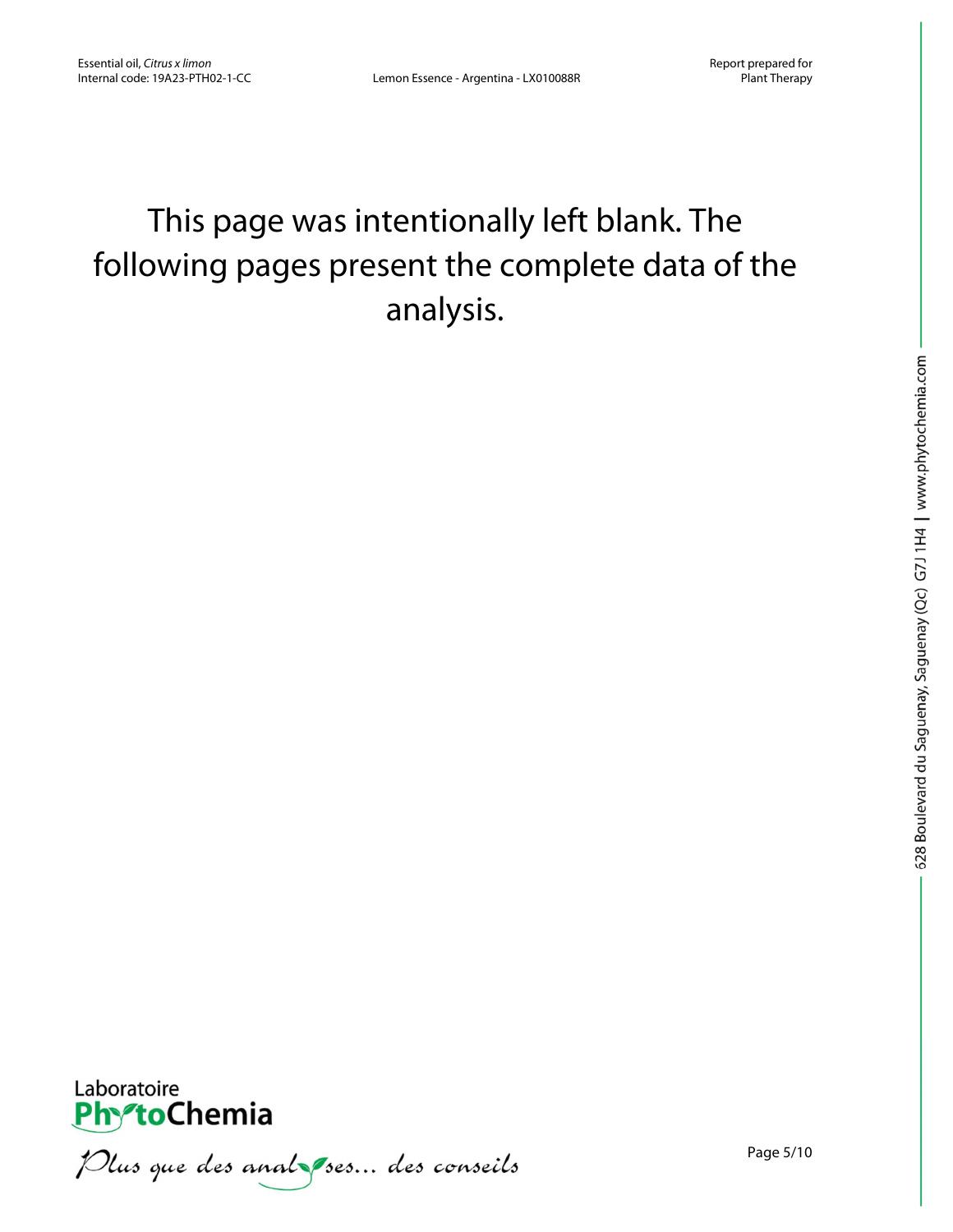This page was intentionally left blank. The following pages present the complete data of the analysis.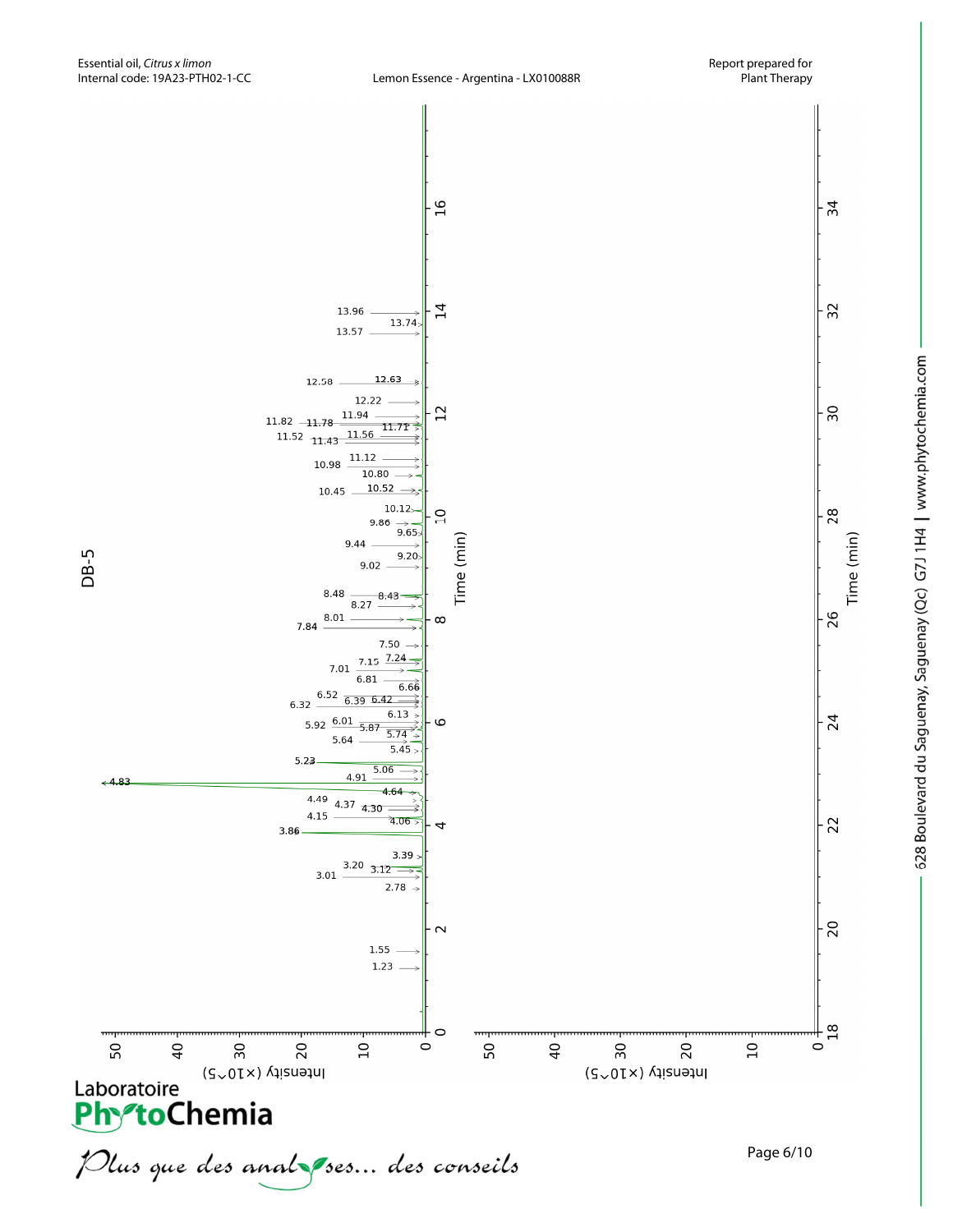DB-5

Intensity (×10^5)

Time (min)

4.83, 3.86, 5.23, 1.23, 1.55, 2.78, 3.01, 3.12, 3.20, 3.39, 4.06, 4.15, 4.30, 4.37, 4.49, 4.64, 4.91, 5.06, 5.45, 5.64, 5.74, 5.87, 5.92, 6.01, 6.13, 6.32, 6.39, 6.42, 6.52, 6.66, 6.81, 7.01, 7.15, 7.24, 7.50, 7.84, 8.01, 8.27, 8.43, 8.48, 9.02, 9.20, 9.44, 9.65, 9.86, 10.12, 10.45, 10.52, 10.80, 10.98, 11.12, 11.43, 11.52, 11.56, 11.71, 11.78, 11.82, 11.94, 12.22, 12.58, 12.63, 13.57, 13.74, 13.96

Intensity (×10^5)

Time (min)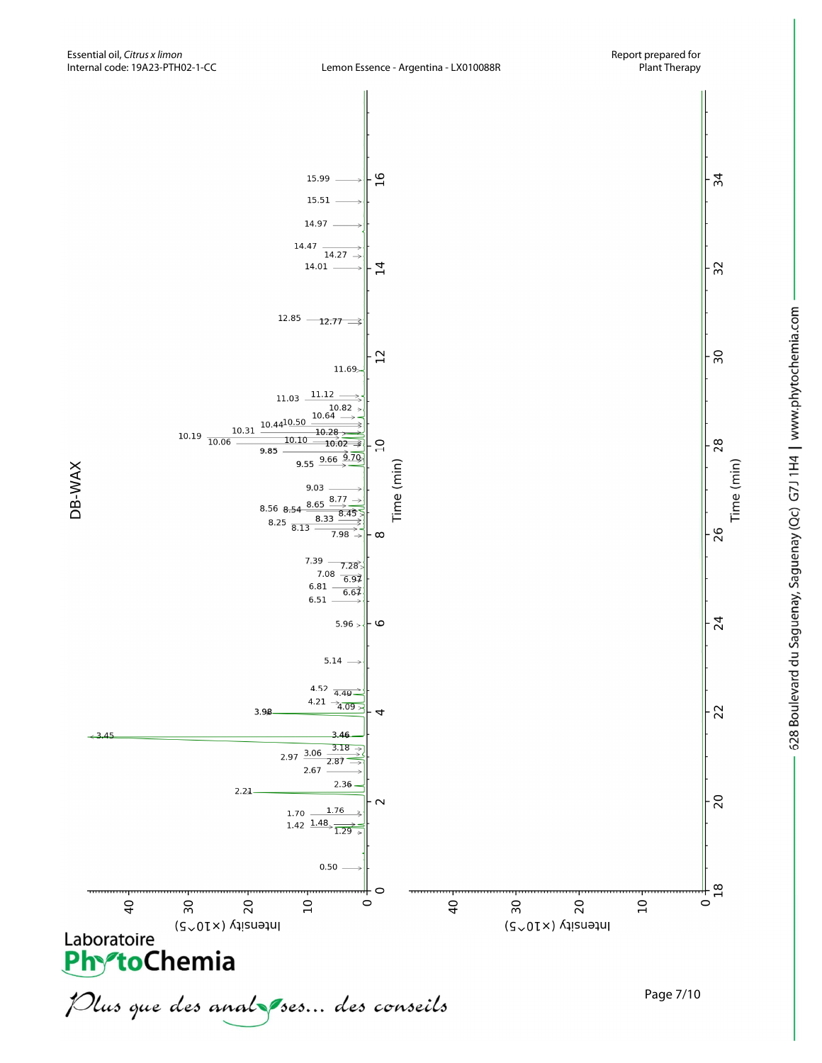Essential oil, *Citrus x limon*
Internal code: 19A23-PTH02-1-CC

Lemon Essence - Argentina - LX010088R

Report prepared for Plant Therapy

## DB-WAX

Peak labels (Time, min): 0.50, 1.29, 1.42, 1.48, 1.70, 1.76, 2.21, 2.36, 2.67, 2.87, 2.97, 3.06, 3.18, 3.45, 3.46, 3.98, 4.09, 4.21, 4.40, 4.52, 5.14, 5.96, 6.51, 6.67, 6.81, 6.97, 7.08, 7.28, 7.39, 7.98, 8.13, 8.25, 8.33, 8.45, 8.54, 8.56, 8.65, 8.77, 9.03, 9.55, 9.66, 9.70, 9.85, 10.02, 10.06, 10.10, 10.19, 10.28, 10.31, 10.44, 10.50, 10.64, 10.82, 11.03, 11.12, 11.69, 12.77, 12.85, 14.01, 14.27, 14.47, 14.97, 15.51, 15.99

Axes: Time (min) 0–16 and 18–34; Intensity (×10^5) 0–40

Laboratoire PhytoChemia

*Plus que des analyses... des conseils*

628 Boulevard du Saguenay, Saguenay (Qc) G7J 1H4 | www.phytochemia.com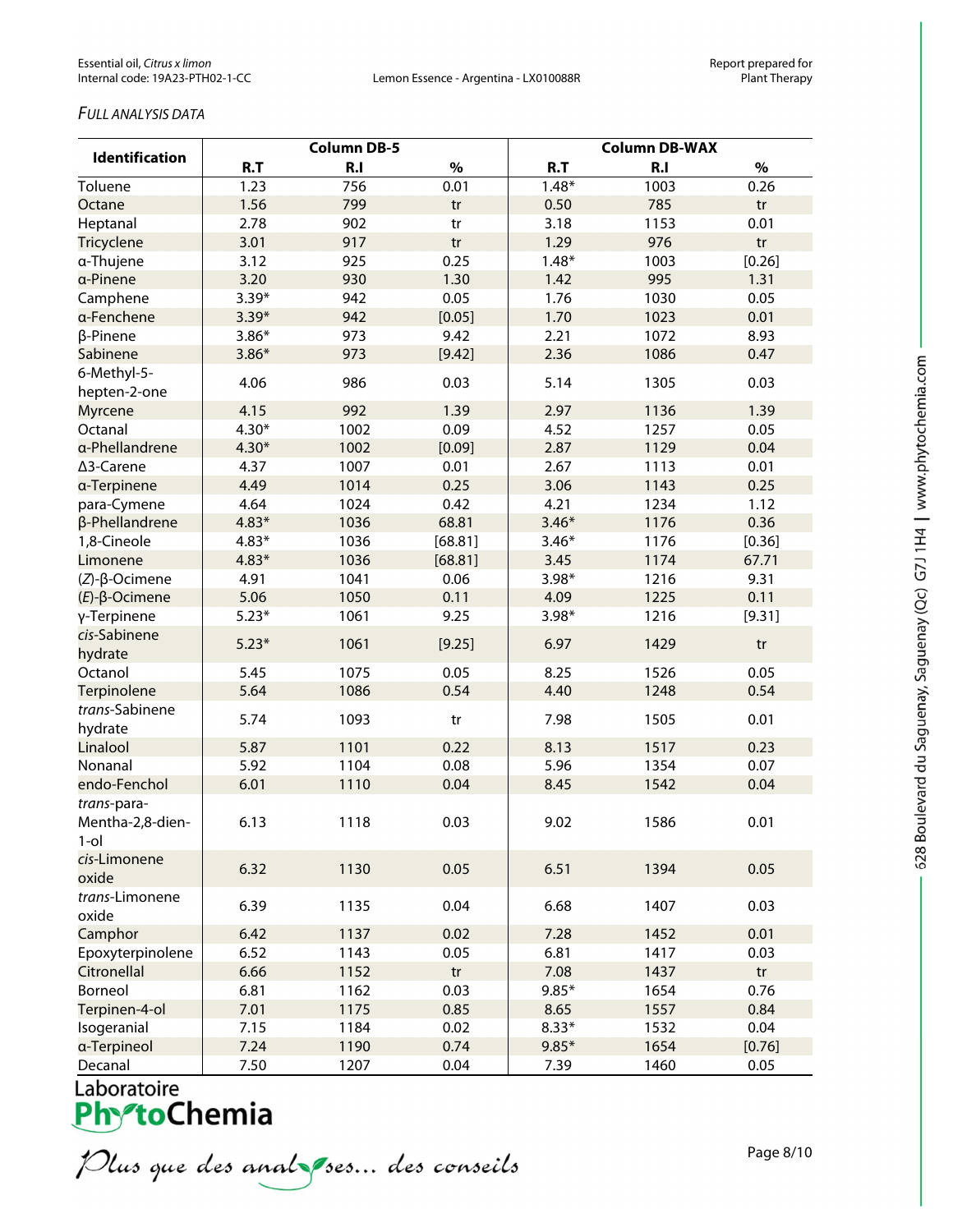*FULL ANALYSIS DATA*

| Identification | Column DB-5 | | | Column DB-WAX | | |
|---|---|---|---|---|---|---|
| | R.T | R.I | % | R.T | R.I | % |
| Toluene | 1.23 | 756 | 0.01 | 1.48* | 1003 | 0.26 |
| Octane | 1.56 | 799 | tr | 0.50 | 785 | tr |
| Heptanal | 2.78 | 902 | tr | 3.18 | 1153 | 0.01 |
| Tricyclene | 3.01 | 917 | tr | 1.29 | 976 | tr |
| α-Thujene | 3.12 | 925 | 0.25 | 1.48* | 1003 | [0.26] |
| α-Pinene | 3.20 | 930 | 1.30 | 1.42 | 995 | 1.31 |
| Camphene | 3.39* | 942 | 0.05 | 1.76 | 1030 | 0.05 |
| α-Fenchene | 3.39* | 942 | [0.05] | 1.70 | 1023 | 0.01 |
| β-Pinene | 3.86* | 973 | 9.42 | 2.21 | 1072 | 8.93 |
| Sabinene | 3.86* | 973 | [9.42] | 2.36 | 1086 | 0.47 |
| 6-Methyl-5-hepten-2-one | 4.06 | 986 | 0.03 | 5.14 | 1305 | 0.03 |
| Myrcene | 4.15 | 992 | 1.39 | 2.97 | 1136 | 1.39 |
| Octanal | 4.30* | 1002 | 0.09 | 4.52 | 1257 | 0.05 |
| α-Phellandrene | 4.30* | 1002 | [0.09] | 2.87 | 1129 | 0.04 |
| Δ3-Carene | 4.37 | 1007 | 0.01 | 2.67 | 1113 | 0.01 |
| α-Terpinene | 4.49 | 1014 | 0.25 | 3.06 | 1143 | 0.25 |
| para-Cymene | 4.64 | 1024 | 0.42 | 4.21 | 1234 | 1.12 |
| β-Phellandrene | 4.83* | 1036 | 68.81 | 3.46* | 1176 | 0.36 |
| 1,8-Cineole | 4.83* | 1036 | [68.81] | 3.46* | 1176 | [0.36] |
| Limonene | 4.83* | 1036 | [68.81] | 3.45 | 1174 | 67.71 |
| (*Z*)-β-Ocimene | 4.91 | 1041 | 0.06 | 3.98* | 1216 | 9.31 |
| (*E*)-β-Ocimene | 5.06 | 1050 | 0.11 | 4.09 | 1225 | 0.11 |
| γ-Terpinene | 5.23* | 1061 | 9.25 | 3.98* | 1216 | [9.31] |
| *cis*-Sabinene hydrate | 5.23* | 1061 | [9.25] | 6.97 | 1429 | tr |
| Octanol | 5.45 | 1075 | 0.05 | 8.25 | 1526 | 0.05 |
| Terpinolene | 5.64 | 1086 | 0.54 | 4.40 | 1248 | 0.54 |
| *trans*-Sabinene hydrate | 5.74 | 1093 | tr | 7.98 | 1505 | 0.01 |
| Linalool | 5.87 | 1101 | 0.22 | 8.13 | 1517 | 0.23 |
| Nonanal | 5.92 | 1104 | 0.08 | 5.96 | 1354 | 0.07 |
| endo-Fenchol | 6.01 | 1110 | 0.04 | 8.45 | 1542 | 0.04 |
| *trans*-para-Mentha-2,8-dien-1-ol | 6.13 | 1118 | 0.03 | 9.02 | 1586 | 0.01 |
| *cis*-Limonene oxide | 6.32 | 1130 | 0.05 | 6.51 | 1394 | 0.05 |
| *trans*-Limonene oxide | 6.39 | 1135 | 0.04 | 6.68 | 1407 | 0.03 |
| Camphor | 6.42 | 1137 | 0.02 | 7.28 | 1452 | 0.01 |
| Epoxyterpinolene | 6.52 | 1143 | 0.05 | 6.81 | 1417 | 0.03 |
| Citronellal | 6.66 | 1152 | tr | 7.08 | 1437 | tr |
| Borneol | 6.81 | 1162 | 0.03 | 9.85* | 1654 | 0.76 |
| Terpinen-4-ol | 7.01 | 1175 | 0.85 | 8.65 | 1557 | 0.84 |
| Isogeranial | 7.15 | 1184 | 0.02 | 8.33* | 1532 | 0.04 |
| α-Terpineol | 7.24 | 1190 | 0.74 | 9.85* | 1654 | [0.76] |
| Decanal | 7.50 | 1207 | 0.04 | 7.39 | 1460 | 0.05 |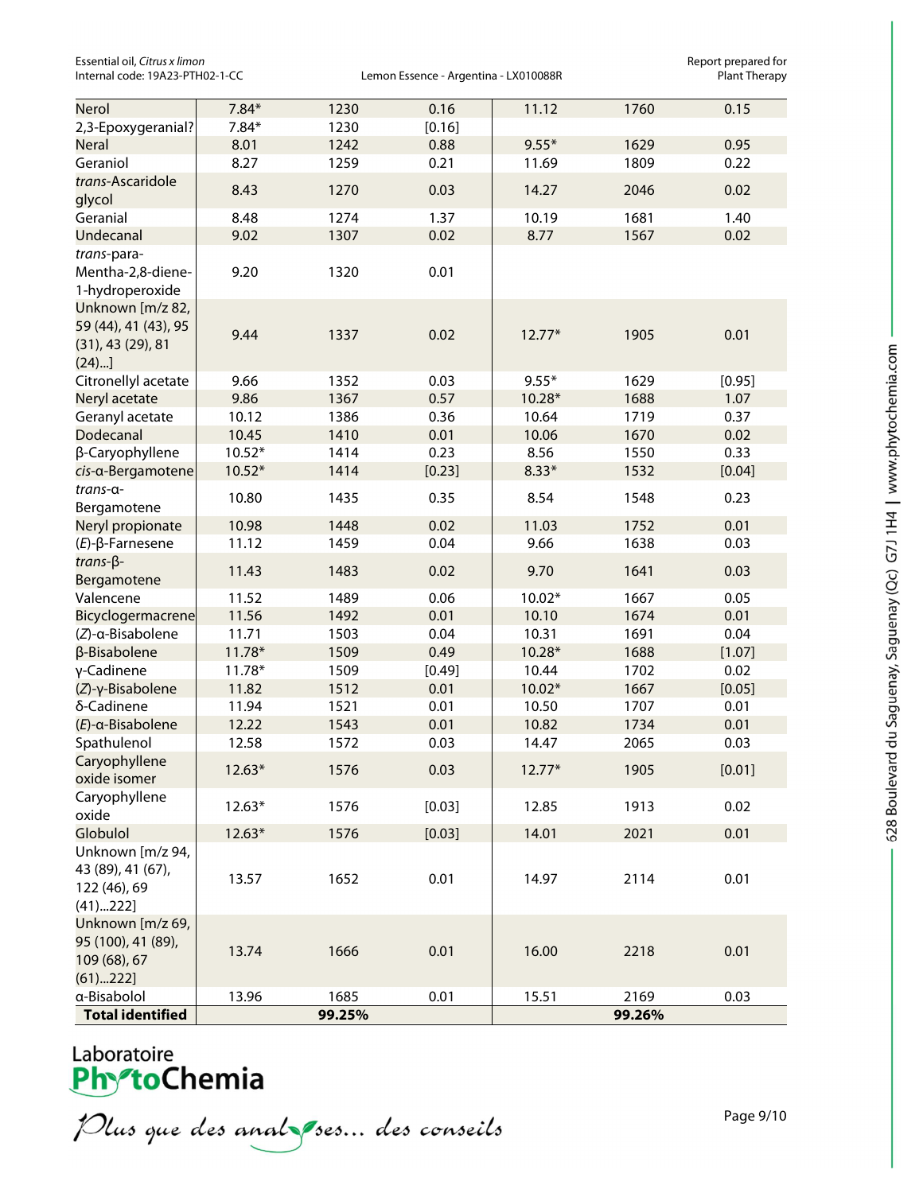| Nerol | 7.84* | 1230 | 0.16 | 11.12 | 1760 | 0.15 |
|---|---|---|---|---|---|---|
| 2,3-Epoxygeranial? | 7.84* | 1230 | [0.16] | | | |
| Neral | 8.01 | 1242 | 0.88 | 9.55* | 1629 | 0.95 |
| Geraniol | 8.27 | 1259 | 0.21 | 11.69 | 1809 | 0.22 |
| *trans*-Ascaridole glycol | 8.43 | 1270 | 0.03 | 14.27 | 2046 | 0.02 |
| Geranial | 8.48 | 1274 | 1.37 | 10.19 | 1681 | 1.40 |
| Undecanal | 9.02 | 1307 | 0.02 | 8.77 | 1567 | 0.02 |
| *trans*-para-Mentha-2,8-diene-1-hydroperoxide | 9.20 | 1320 | 0.01 | | | |
| Unknown [m/z 82, 59 (44), 41 (43), 95 (31), 43 (29), 81 (24)...] | 9.44 | 1337 | 0.02 | 12.77* | 1905 | 0.01 |
| Citronellyl acetate | 9.66 | 1352 | 0.03 | 9.55* | 1629 | [0.95] |
| Neryl acetate | 9.86 | 1367 | 0.57 | 10.28* | 1688 | 1.07 |
| Geranyl acetate | 10.12 | 1386 | 0.36 | 10.64 | 1719 | 0.37 |
| Dodecanal | 10.45 | 1410 | 0.01 | 10.06 | 1670 | 0.02 |
| β-Caryophyllene | 10.52* | 1414 | 0.23 | 8.56 | 1550 | 0.33 |
| *cis*-α-Bergamotene | 10.52* | 1414 | [0.23] | 8.33* | 1532 | [0.04] |
| *trans*-α-Bergamotene | 10.80 | 1435 | 0.35 | 8.54 | 1548 | 0.23 |
| Neryl propionate | 10.98 | 1448 | 0.02 | 11.03 | 1752 | 0.01 |
| (*E*)-β-Farnesene | 11.12 | 1459 | 0.04 | 9.66 | 1638 | 0.03 |
| *trans*-β-Bergamotene | 11.43 | 1483 | 0.02 | 9.70 | 1641 | 0.03 |
| Valencene | 11.52 | 1489 | 0.06 | 10.02* | 1667 | 0.05 |
| Bicyclogermacrene | 11.56 | 1492 | 0.01 | 10.10 | 1674 | 0.01 |
| (*Z*)-α-Bisabolene | 11.71 | 1503 | 0.04 | 10.31 | 1691 | 0.04 |
| β-Bisabolene | 11.78* | 1509 | 0.49 | 10.28* | 1688 | [1.07] |
| γ-Cadinene | 11.78* | 1509 | [0.49] | 10.44 | 1702 | 0.02 |
| (*Z*)-γ-Bisabolene | 11.82 | 1512 | 0.01 | 10.02* | 1667 | [0.05] |
| δ-Cadinene | 11.94 | 1521 | 0.01 | 10.50 | 1707 | 0.01 |
| (*E*)-α-Bisabolene | 12.22 | 1543 | 0.01 | 10.82 | 1734 | 0.01 |
| Spathulenol | 12.58 | 1572 | 0.03 | 14.47 | 2065 | 0.03 |
| Caryophyllene oxide isomer | 12.63* | 1576 | 0.03 | 12.77* | 1905 | [0.01] |
| Caryophyllene oxide | 12.63* | 1576 | [0.03] | 12.85 | 1913 | 0.02 |
| Globulol | 12.63* | 1576 | [0.03] | 14.01 | 2021 | 0.01 |
| Unknown [m/z 94, 43 (89), 41 (67), 122 (46), 69 (41)...222] | 13.57 | 1652 | 0.01 | 14.97 | 2114 | 0.01 |
| Unknown [m/z 69, 95 (100), 41 (89), 109 (68), 67 (61)...222] | 13.74 | 1666 | 0.01 | 16.00 | 2218 | 0.01 |
| α-Bisabolol | 13.96 | 1685 | 0.01 | 15.51 | 2169 | 0.03 |
| **Total identified** | | **99.25%** | | | **99.26%** | |

Laboratoire PhytoChemia

*Plus que des analyses... des conseils*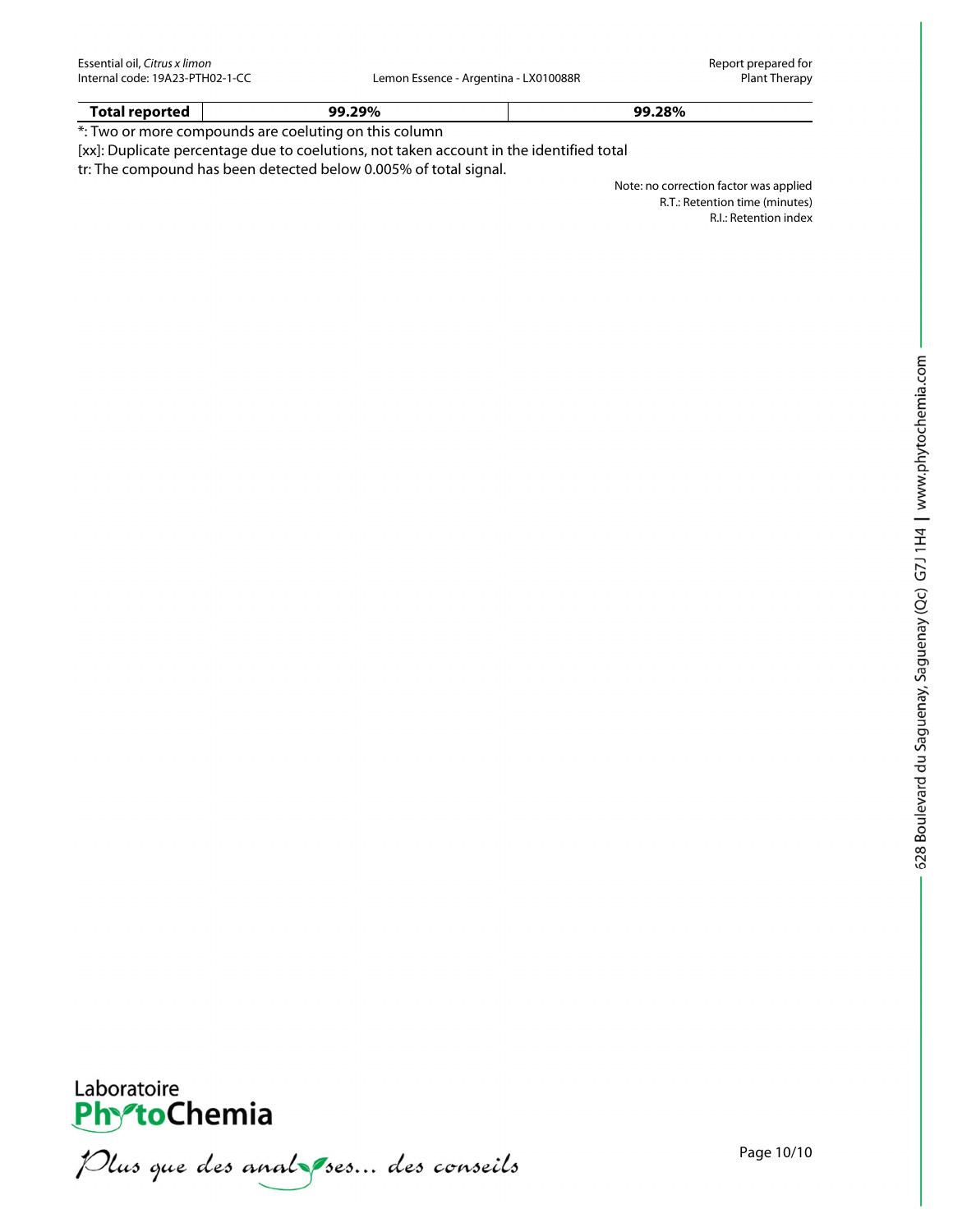| Total reported | 99.29% | 99.28% |
|---|---|---|

*: Two or more compounds are coeluting on this column

[xx]: Duplicate percentage due to coelutions, not taken account in the identified total

tr: The compound has been detected below 0.005% of total signal.

Note: no correction factor was applied

R.T.: Retention time (minutes)

R.I.: Retention index